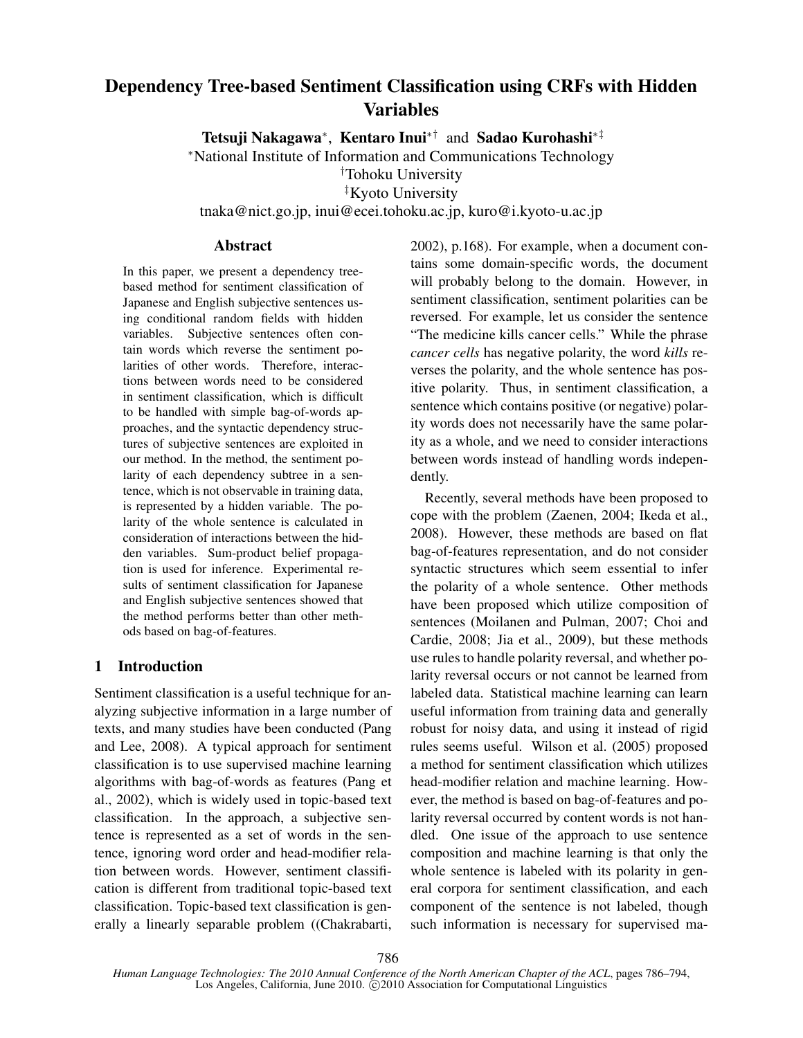# Dependency Tree-based Sentiment Classification using CRFs with Hidden Variables

**Tetsuji Nakagawa**[*], **Kentaro Inui**[*†] and **Sadao Kurohashi**[*‡]

[*]National Institute of Information and Communications Technology

[†]Tohoku University

[‡]Kyoto University

tnaka@nict.go.jp, inui@ecei.tohoku.ac.jp, kuro@i.kyoto-u.ac.jp

## Abstract

In this paper, we present a dependency tree-based method for sentiment classification of Japanese and English subjective sentences using conditional random fields with hidden variables. Subjective sentences often contain words which reverse the sentiment polarities of other words. Therefore, interactions between words need to be considered in sentiment classification, which is difficult to be handled with simple bag-of-words approaches, and the syntactic dependency structures of subjective sentences are exploited in our method. In the method, the sentiment polarity of each dependency subtree in a sentence, which is not observable in training data, is represented by a hidden variable. The polarity of the whole sentence is calculated in consideration of interactions between the hidden variables. Sum-product belief propagation is used for inference. Experimental results of sentiment classification for Japanese and English subjective sentences showed that the method performs better than other methods based on bag-of-features.

## 1 Introduction

Sentiment classification is a useful technique for analyzing subjective information in a large number of texts, and many studies have been conducted (Pang and Lee, 2008). A typical approach for sentiment classification is to use supervised machine learning algorithms with bag-of-words as features (Pang et al., 2002), which is widely used in topic-based text classification. In the approach, a subjective sentence is represented as a set of words in the sentence, ignoring word order and head-modifier relation between words. However, sentiment classification is different from traditional topic-based text classification. Topic-based text classification is generally a linearly separable problem ((Chakrabarti, 2002), p.168). For example, when a document contains some domain-specific words, the document will probably belong to the domain. However, in sentiment classification, sentiment polarities can be reversed. For example, let us consider the sentence "The medicine kills cancer cells." While the phrase *cancer cells* has negative polarity, the word *kills* reverses the polarity, and the whole sentence has positive polarity. Thus, in sentiment classification, a sentence which contains positive (or negative) polarity words does not necessarily have the same polarity as a whole, and we need to consider interactions between words instead of handling words independently.

Recently, several methods have been proposed to cope with the problem (Zaenen, 2004; Ikeda et al., 2008). However, these methods are based on flat bag-of-features representation, and do not consider syntactic structures which seem essential to infer the polarity of a whole sentence. Other methods have been proposed which utilize composition of sentences (Moilanen and Pulman, 2007; Choi and Cardie, 2008; Jia et al., 2009), but these methods use rules to handle polarity reversal, and whether polarity reversal occurs or not cannot be learned from labeled data. Statistical machine learning can learn useful information from training data and generally robust for noisy data, and using it instead of rigid rules seems useful. Wilson et al. (2005) proposed a method for sentiment classification which utilizes head-modifier relation and machine learning. However, the method is based on bag-of-features and polarity reversal occurred by content words is not handled. One issue of the approach to use sentence composition and machine learning is that only the whole sentence is labeled with its polarity in general corpora for sentiment classification, and each component of the sentence is not labeled, though such information is necessary for supervised ma-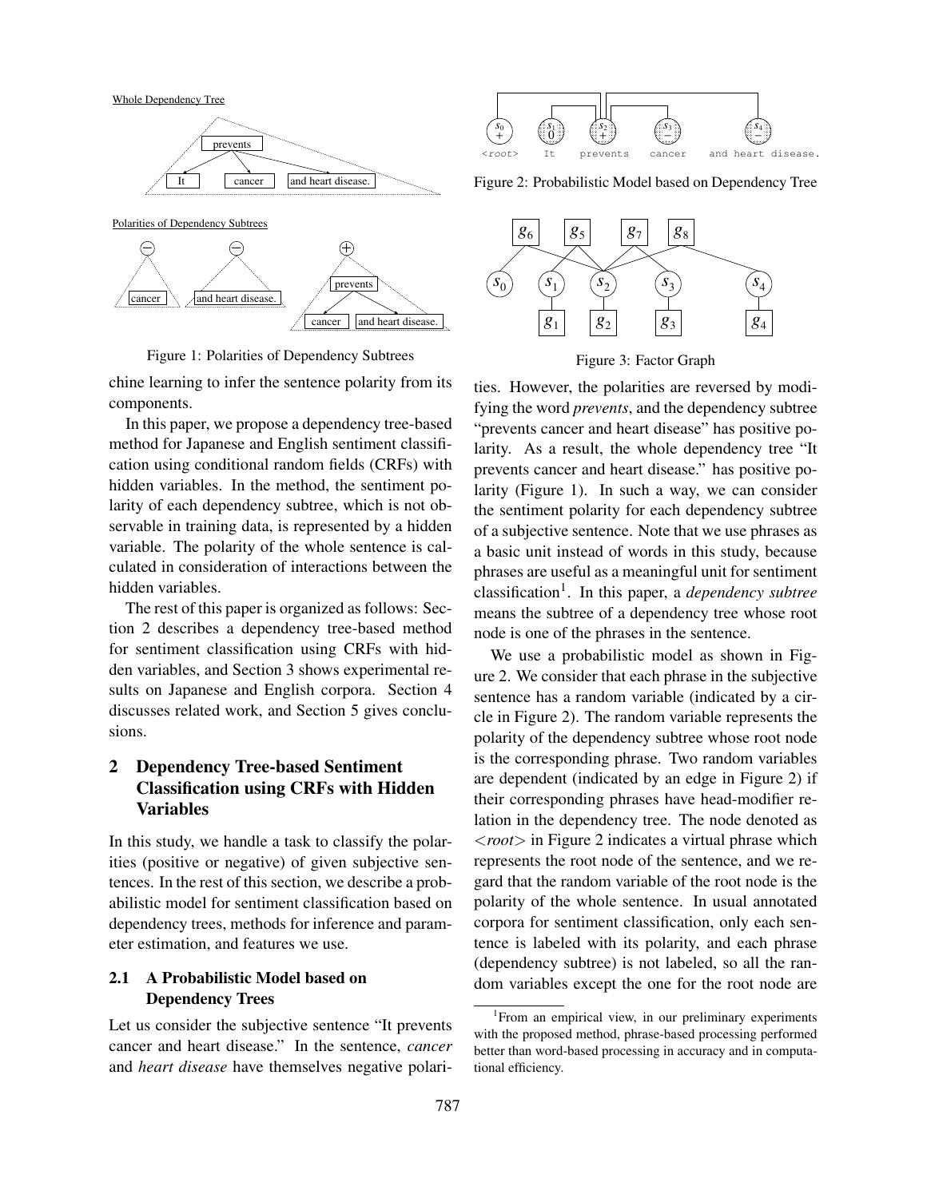Figure 1: Polarities of Dependency Subtrees

chine learning to infer the sentence polarity from its components.

In this paper, we propose a dependency tree-based method for Japanese and English sentiment classification using conditional random fields (CRFs) with hidden variables. In the method, the sentiment polarity of each dependency subtree, which is not observable in training data, is represented by a hidden variable. The polarity of the whole sentence is calculated in consideration of interactions between the hidden variables.

The rest of this paper is organized as follows: Section 2 describes a dependency tree-based method for sentiment classification using CRFs with hidden variables, and Section 3 shows experimental results on Japanese and English corpora. Section 4 discusses related work, and Section 5 gives conclusions.

## 2 Dependency Tree-based Sentiment Classification using CRFs with Hidden Variables

In this study, we handle a task to classify the polarities (positive or negative) of given subjective sentences. In the rest of this section, we describe a probabilistic model for sentiment classification based on dependency trees, methods for inference and parameter estimation, and features we use.

### 2.1 A Probabilistic Model based on Dependency Trees

Let us consider the subjective sentence "It prevents cancer and heart disease." In the sentence, *cancer* and *heart disease* have themselves negative polarities. However, the polarities are reversed by modifying the word *prevents*, and the dependency subtree "prevents cancer and heart disease" has positive polarity. As a result, the whole dependency tree "It prevents cancer and heart disease." has positive polarity (Figure 1). In such a way, we can consider the sentiment polarity for each dependency subtree of a subjective sentence. Note that we use phrases as a basic unit instead of words in this study, because phrases are useful as a meaningful unit for sentiment classification[1]. In this paper, a *dependency subtree* means the subtree of a dependency tree whose root node is one of the phrases in the sentence.

Figure 2: Probabilistic Model based on Dependency Tree

Figure 3: Factor Graph

We use a probabilistic model as shown in Figure 2. We consider that each phrase in the subjective sentence has a random variable (indicated by a circle in Figure 2). The random variable represents the polarity of the dependency subtree whose root node is the corresponding phrase. Two random variables are dependent (indicated by an edge in Figure 2) if their corresponding phrases have head-modifier relation in the dependency tree. The node denoted as <*root*> in Figure 2 indicates a virtual phrase which represents the root node of the sentence, and we regard that the random variable of the root node is the polarity of the whole sentence. In usual annotated corpora for sentiment classification, only each sentence is labeled with its polarity, and each phrase (dependency subtree) is not labeled, so all the random variables except the one for the root node are

[1] From an empirical view, in our preliminary experiments with the proposed method, phrase-based processing performed better than word-based processing in accuracy and in computational efficiency.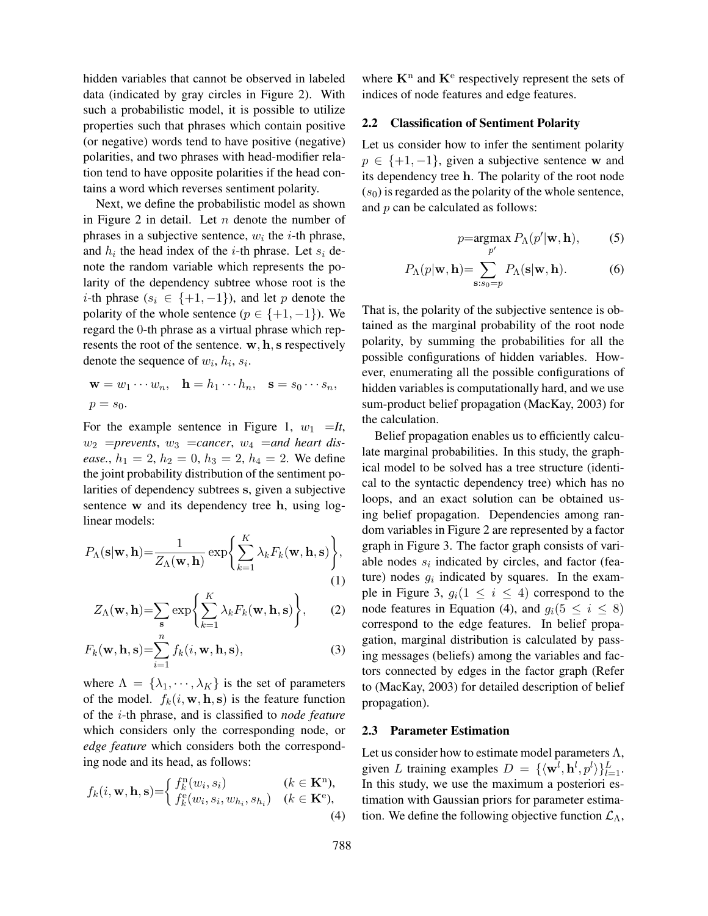hidden variables that cannot be observed in labeled data (indicated by gray circles in Figure 2). With such a probabilistic model, it is possible to utilize properties such that phrases which contain positive (or negative) words tend to have positive (negative) polarities, and two phrases with head-modifier relation tend to have opposite polarities if the head contains a word which reverses sentiment polarity.

Next, we define the probabilistic model as shown in Figure 2 in detail. Let $n$ denote the number of phrases in a subjective sentence, $w_i$ the $i$-th phrase, and $h_i$ the head index of the $i$-th phrase. Let $s_i$ denote the random variable which represents the polarity of the dependency subtree whose root is the $i$-th phrase ($s_i \in \{+1, -1\}$), and let $p$ denote the polarity of the whole sentence ($p \in \{+1, -1\}$). We regard the 0-th phrase as a virtual phrase which represents the root of the sentence. $\mathbf{w}, \mathbf{h}, \mathbf{s}$ respectively denote the sequence of $w_i$, $h_i$, $s_i$.

$$\mathbf{w} = w_1 \cdots w_n, \quad \mathbf{h} = h_1 \cdots h_n, \quad \mathbf{s} = s_0 \cdots s_n,$$
$$p = s_0.$$

For the example sentence in Figure 1, $w_1$ =*It*, $w_2$ =*prevents*, $w_3$ =*cancer*, $w_4$ =*and heart disease.*, $h_1 = 2$, $h_2 = 0$, $h_3 = 2$, $h_4 = 2$. We define the joint probability distribution of the sentiment polarities of dependency subtrees $\mathbf{s}$, given a subjective sentence $\mathbf{w}$ and its dependency tree $\mathbf{h}$, using log-linear models:

$$P_\Lambda(\mathbf{s}|\mathbf{w},\mathbf{h}) = \frac{1}{Z_\Lambda(\mathbf{w},\mathbf{h})} \exp\left\{\sum_{k=1}^{K} \lambda_k F_k(\mathbf{w},\mathbf{h},\mathbf{s})\right\}, \quad (1)$$

$$Z_\Lambda(\mathbf{w},\mathbf{h}) = \sum_{\mathbf{s}} \exp\left\{\sum_{k=1}^{K} \lambda_k F_k(\mathbf{w},\mathbf{h},\mathbf{s})\right\}, \quad (2)$$

$$F_k(\mathbf{w},\mathbf{h},\mathbf{s}) = \sum_{i=1}^{n} f_k(i,\mathbf{w},\mathbf{h},\mathbf{s}), \quad (3)$$

where $\Lambda = \{\lambda_1, \cdots, \lambda_K\}$ is the set of parameters of the model. $f_k(i, \mathbf{w}, \mathbf{h}, \mathbf{s})$ is the feature function of the $i$-th phrase, and is classified to *node feature* which considers only the corresponding node, or *edge feature* which considers both the corresponding node and its head, as follows:

$$f_k(i,\mathbf{w},\mathbf{h},\mathbf{s}) = \begin{cases} f_k^{\mathrm{n}}(w_i, s_i) & (k \in \mathbf{K}^{\mathrm{n}}), \\ f_k^{\mathrm{e}}(w_i, s_i, w_{h_i}, s_{h_i}) & (k \in \mathbf{K}^{\mathrm{e}}), \end{cases} \quad (4)$$

where $\mathbf{K}^{\mathrm{n}}$ and $\mathbf{K}^{\mathrm{e}}$ respectively represent the sets of indices of node features and edge features.

## 2.2 Classification of Sentiment Polarity

Let us consider how to infer the sentiment polarity $p \in \{+1, -1\}$, given a subjective sentence $\mathbf{w}$ and its dependency tree $\mathbf{h}$. The polarity of the root node ($s_0$) is regarded as the polarity of the whole sentence, and $p$ can be calculated as follows:

$$p = \operatorname*{argmax}_{p'} P_\Lambda(p'|\mathbf{w},\mathbf{h}), \quad (5)$$

$$P_\Lambda(p|\mathbf{w},\mathbf{h}) = \sum_{\mathbf{s}:s_0=p} P_\Lambda(\mathbf{s}|\mathbf{w},\mathbf{h}). \quad (6)$$

That is, the polarity of the subjective sentence is obtained as the marginal probability of the root node polarity, by summing the probabilities for all the possible configurations of hidden variables. However, enumerating all the possible configurations of hidden variables is computationally hard, and we use sum-product belief propagation (MacKay, 2003) for the calculation.

Belief propagation enables us to efficiently calculate marginal probabilities. In this study, the graphical model to be solved has a tree structure (identical to the syntactic dependency tree) which has no loops, and an exact solution can be obtained using belief propagation. Dependencies among random variables in Figure 2 are represented by a factor graph in Figure 3. The factor graph consists of variable nodes $s_i$ indicated by circles, and factor (feature) nodes $g_i$ indicated by squares. In the example in Figure 3, $g_i (1 \leq i \leq 4)$ correspond to the node features in Equation (4), and $g_i (5 \leq i \leq 8)$ correspond to the edge features. In belief propagation, marginal distribution is calculated by passing messages (beliefs) among the variables and factors connected by edges in the factor graph (Refer to (MacKay, 2003) for detailed description of belief propagation).

## 2.3 Parameter Estimation

Let us consider how to estimate model parameters $\Lambda$, given $L$ training examples $D = \{\langle \mathbf{w}^l, \mathbf{h}^l, p^l \rangle\}_{l=1}^{L}$. In this study, we use the maximum a posteriori estimation with Gaussian priors for parameter estimation. We define the following objective function $\mathcal{L}_\Lambda$,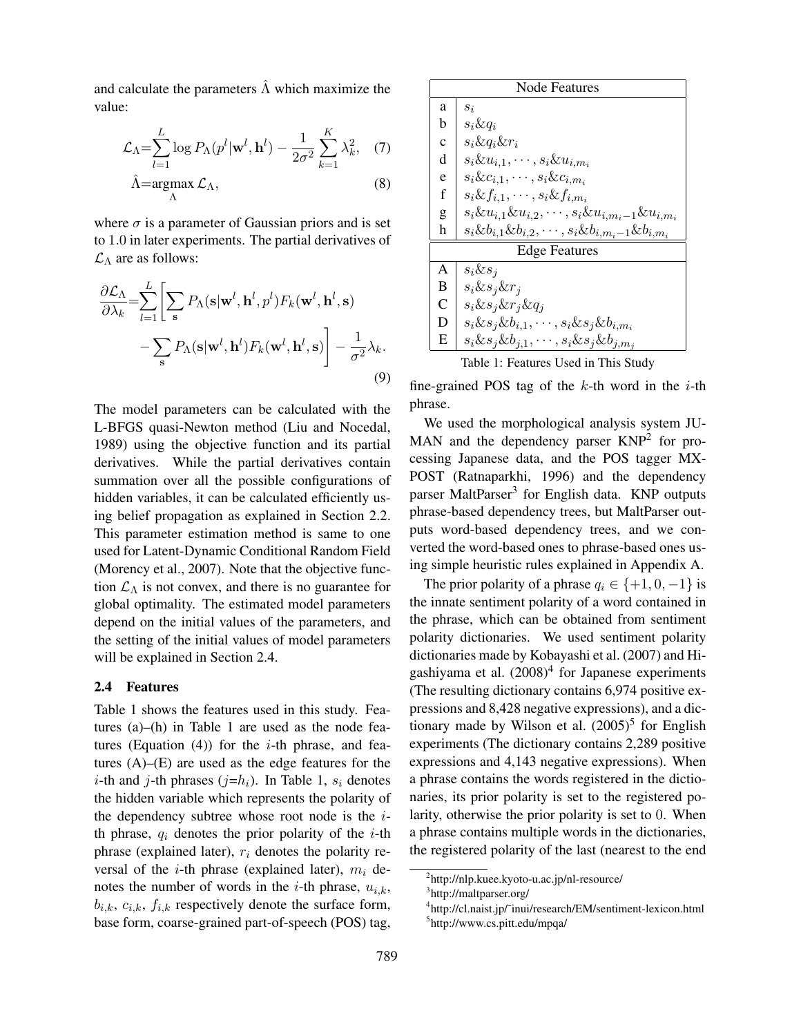and calculate the parameters $\hat{\Lambda}$ which maximize the value:

$$\mathcal{L}_\Lambda = \sum_{l=1}^{L} \log P_\Lambda(p^l|\mathbf{w}^l, \mathbf{h}^l) - \frac{1}{2\sigma^2}\sum_{k=1}^{K}\lambda_k^2, \quad (7)$$

$$\hat{\Lambda} = \underset{\Lambda}{\operatorname{argmax}}\, \mathcal{L}_\Lambda, \quad (8)$$

where $\sigma$ is a parameter of Gaussian priors and is set to $1.0$ in later experiments. The partial derivatives of $\mathcal{L}_\Lambda$ are as follows:

$$\frac{\partial \mathcal{L}_\Lambda}{\partial \lambda_k} = \sum_{l=1}^{L}\left[\sum_{\mathbf{s}} P_\Lambda(\mathbf{s}|\mathbf{w}^l, \mathbf{h}^l, p^l) F_k(\mathbf{w}^l, \mathbf{h}^l, \mathbf{s}) - \sum_{\mathbf{s}} P_\Lambda(\mathbf{s}|\mathbf{w}^l, \mathbf{h}^l) F_k(\mathbf{w}^l, \mathbf{h}^l, \mathbf{s})\right] - \frac{1}{\sigma^2}\lambda_k. \quad (9)$$

The model parameters can be calculated with the L-BFGS quasi-Newton method (Liu and Nocedal, 1989) using the objective function and its partial derivatives. While the partial derivatives contain summation over all the possible configurations of hidden variables, it can be calculated efficiently using belief propagation as explained in Section 2.2. This parameter estimation method is same to one used for Latent-Dynamic Conditional Random Field (Morency et al., 2007). Note that the objective function $\mathcal{L}_\Lambda$ is not convex, and there is no guarantee for global optimality. The estimated model parameters depend on the initial values of the parameters, and the setting of the initial values of model parameters will be explained in Section 2.4.

### 2.4 Features

Table 1 shows the features used in this study. Features (a)–(h) in Table 1 are used as the node features (Equation (4)) for the $i$-th phrase, and features (A)–(E) are used as the edge features for the $i$-th and $j$-th phrases ($j$=$h_i$). In Table 1, $s_i$ denotes the hidden variable which represents the polarity of the dependency subtree whose root node is the $i$-th phrase, $q_i$ denotes the prior polarity of the $i$-th phrase (explained later), $r_i$ denotes the polarity reversal of the $i$-th phrase (explained later), $m_i$ denotes the number of words in the $i$-th phrase, $u_{i,k}$, $b_{i,k}$, $c_{i,k}$, $f_{i,k}$ respectively denote the surface form, base form, coarse-grained part-of-speech (POS) tag, fine-grained POS tag of the $k$-th word in the $i$-th phrase.

| | Node Features |
|---|---|
| a | $s_i$ |
| b | $s_i \& q_i$ |
| c | $s_i \& q_i \& r_i$ |
| d | $s_i \& u_{i,1}, \cdots, s_i \& u_{i,m_i}$ |
| e | $s_i \& c_{i,1}, \cdots, s_i \& c_{i,m_i}$ |
| f | $s_i \& f_{i,1}, \cdots, s_i \& f_{i,m_i}$ |
| g | $s_i \& u_{i,1} \& u_{i,2}, \cdots, s_i \& u_{i,m_i-1} \& u_{i,m_i}$ |
| h | $s_i \& b_{i,1} \& b_{i,2}, \cdots, s_i \& b_{i,m_i-1} \& b_{i,m_i}$ |
| | **Edge Features** |
| A | $s_i \& s_j$ |
| B | $s_i \& s_j \& r_j$ |
| C | $s_i \& s_j \& r_j \& q_j$ |
| D | $s_i \& s_j \& b_{i,1}, \cdots, s_i \& s_j \& b_{i,m_i}$ |
| E | $s_i \& s_j \& b_{j,1}, \cdots, s_i \& s_j \& b_{j,m_j}$ |

Table 1: Features Used in This Study

We used the morphological analysis system JUMAN and the dependency parser KNP[2] for processing Japanese data, and the POS tagger MXPOST (Ratnaparkhi, 1996) and the dependency parser MaltParser[3] for English data. KNP outputs phrase-based dependency trees, but MaltParser outputs word-based dependency trees, and we converted the word-based ones to phrase-based ones using simple heuristic rules explained in Appendix A.

The prior polarity of a phrase $q_i \in \{+1, 0, -1\}$ is the innate sentiment polarity of a word contained in the phrase, which can be obtained from sentiment polarity dictionaries. We used sentiment polarity dictionaries made by Kobayashi et al. (2007) and Higashiyama et al. (2008)[4] for Japanese experiments (The resulting dictionary contains 6,974 positive expressions and 8,428 negative expressions), and a dictionary made by Wilson et al. (2005)[5] for English experiments (The dictionary contains 2,289 positive expressions and 4,143 negative expressions). When a phrase contains the words registered in the dictionaries, its prior polarity is set to the registered polarity, otherwise the prior polarity is set to 0. When a phrase contains multiple words in the dictionaries, the registered polarity of the last (nearest to the end

[2] http://nlp.kuee.kyoto-u.ac.jp/nl-resource/

[3] http://maltparser.org/

[4] http://cl.naist.jp/~inui/research/EM/sentiment-lexicon.html

[5] http://www.cs.pitt.edu/mpqa/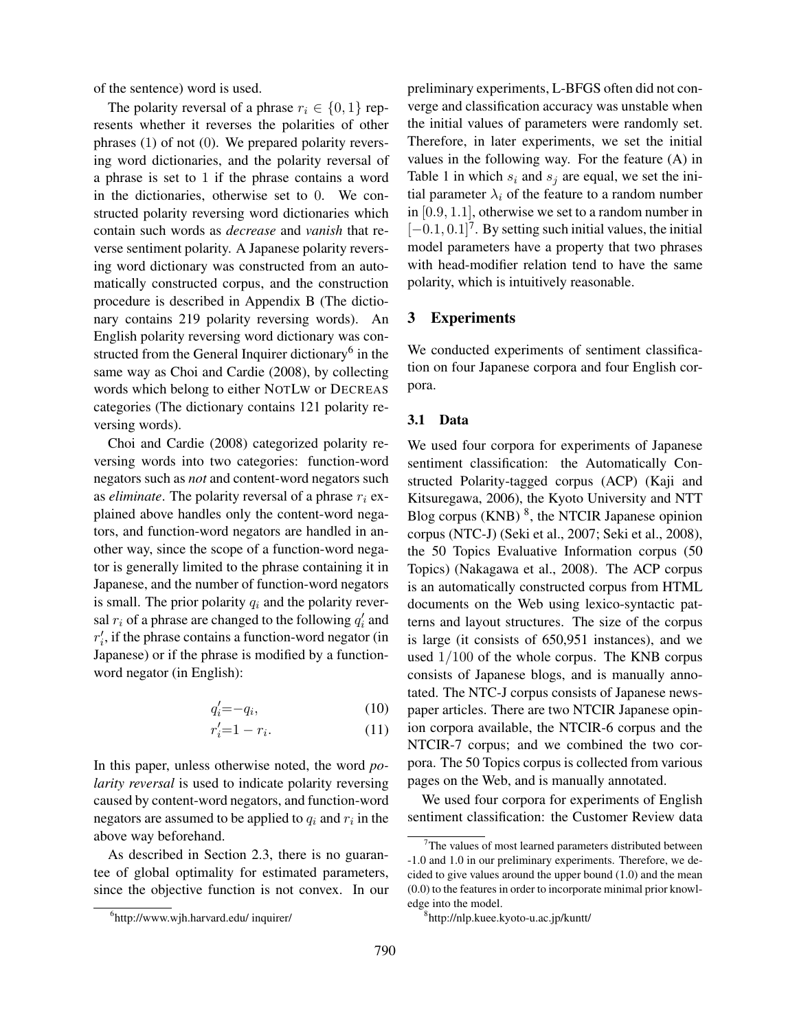of the sentence) word is used.

The polarity reversal of a phrase $r_i \in \{0, 1\}$ represents whether it reverses the polarities of other phrases (1) of not (0). We prepared polarity reversing word dictionaries, and the polarity reversal of a phrase is set to 1 if the phrase contains a word in the dictionaries, otherwise set to 0. We constructed polarity reversing word dictionaries which contain such words as *decrease* and *vanish* that reverse sentiment polarity. A Japanese polarity reversing word dictionary was constructed from an automatically constructed corpus, and the construction procedure is described in Appendix B (The dictionary contains 219 polarity reversing words). An English polarity reversing word dictionary was constructed from the General Inquirer dictionary[6] in the same way as Choi and Cardie (2008), by collecting words which belong to either NOTLW or DECREAS categories (The dictionary contains 121 polarity reversing words).

Choi and Cardie (2008) categorized polarity reversing words into two categories: function-word negators such as *not* and content-word negators such as *eliminate*. The polarity reversal of a phrase $r_i$ explained above handles only the content-word negators, and function-word negators are handled in another way, since the scope of a function-word negator is generally limited to the phrase containing it in Japanese, and the number of function-word negators is small. The prior polarity $q_i$ and the polarity reversal $r_i$ of a phrase are changed to the following $q'_i$ and $r'_i$, if the phrase contains a function-word negator (in Japanese) or if the phrase is modified by a function-word negator (in English):

$$q'_i = -q_i, \tag{10}$$

$$r'_i = 1 - r_i. \tag{11}$$

In this paper, unless otherwise noted, the word *polarity reversal* is used to indicate polarity reversing caused by content-word negators, and function-word negators are assumed to be applied to $q_i$ and $r_i$ in the above way beforehand.

As described in Section 2.3, there is no guarantee of global optimality for estimated parameters, since the objective function is not convex. In our preliminary experiments, L-BFGS often did not converge and classification accuracy was unstable when the initial values of parameters were randomly set. Therefore, in later experiments, we set the initial values in the following way. For the feature (A) in Table 1 in which $s_i$ and $s_j$ are equal, we set the initial parameter $\lambda_i$ of the feature to a random number in $[0.9, 1.1]$, otherwise we set to a random number in $[-0.1, 0.1]$[7]. By setting such initial values, the initial model parameters have a property that two phrases with head-modifier relation tend to have the same polarity, which is intuitively reasonable.

## 3 Experiments

We conducted experiments of sentiment classification on four Japanese corpora and four English corpora.

### 3.1 Data

We used four corpora for experiments of Japanese sentiment classification: the Automatically Constructed Polarity-tagged corpus (ACP) (Kaji and Kitsuregawa, 2006), the Kyoto University and NTT Blog corpus (KNB)[8], the NTCIR Japanese opinion corpus (NTC-J) (Seki et al., 2007; Seki et al., 2008), the 50 Topics Evaluative Information corpus (50 Topics) (Nakagawa et al., 2008). The ACP corpus is an automatically constructed corpus from HTML documents on the Web using lexico-syntactic patterns and layout structures. The size of the corpus is large (it consists of 650,951 instances), and we used $1/100$ of the whole corpus. The KNB corpus consists of Japanese blogs, and is manually annotated. The NTC-J corpus consists of Japanese newspaper articles. There are two NTCIR Japanese opinion corpora available, the NTCIR-6 corpus and the NTCIR-7 corpus; and we combined the two corpora. The 50 Topics corpus is collected from various pages on the Web, and is manually annotated.

We used four corpora for experiments of English sentiment classification: the Customer Review data

---

[6] http://www.wjh.harvard.edu/ inquirer/

[7] The values of most learned parameters distributed between -1.0 and 1.0 in our preliminary experiments. Therefore, we decided to give values around the upper bound (1.0) and the mean (0.0) to the features in order to incorporate minimal prior knowledge into the model.

[8] http://nlp.kuee.kyoto-u.ac.jp/kuntt/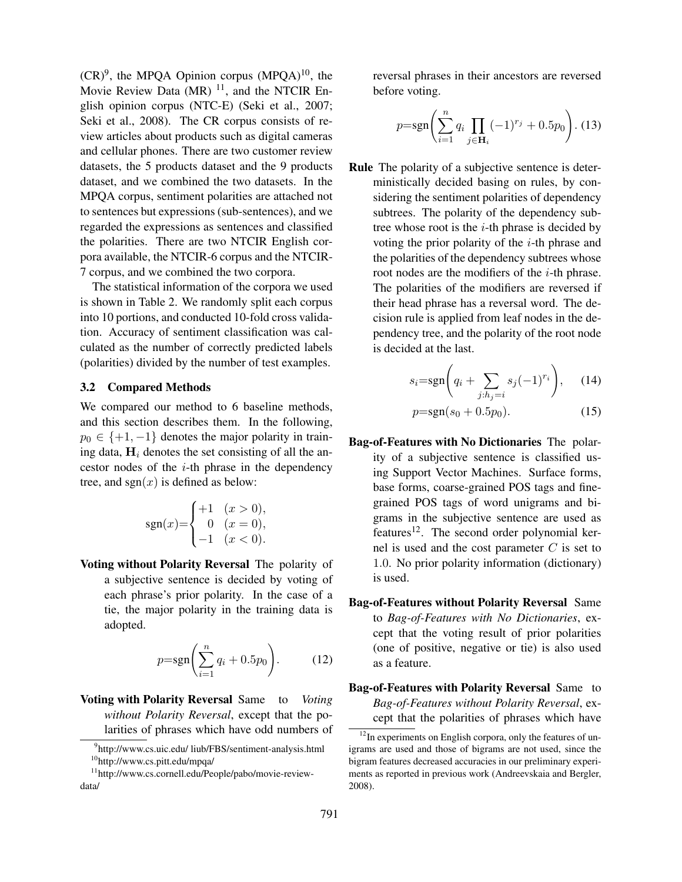(CR)[9], the MPQA Opinion corpus (MPQA)[10], the Movie Review Data (MR) [11], and the NTCIR English opinion corpus (NTC-E) (Seki et al., 2007; Seki et al., 2008). The CR corpus consists of review articles about products such as digital cameras and cellular phones. There are two customer review datasets, the 5 products dataset and the 9 products dataset, and we combined the two datasets. In the MPQA corpus, sentiment polarities are attached not to sentences but expressions (sub-sentences), and we regarded the expressions as sentences and classified the polarities. There are two NTCIR English corpora available, the NTCIR-6 corpus and the NTCIR-7 corpus, and we combined the two corpora.

The statistical information of the corpora we used is shown in Table 2. We randomly split each corpus into 10 portions, and conducted 10-fold cross validation. Accuracy of sentiment classification was calculated as the number of correctly predicted labels (polarities) divided by the number of test examples.

### 3.2 Compared Methods

We compared our method to 6 baseline methods, and this section describes them. In the following, $p_0 \in \{+1, -1\}$ denotes the major polarity in training data, $\mathbf{H}_i$ denotes the set consisting of all the ancestor nodes of the $i$-th phrase in the dependency tree, and $\text{sgn}(x)$ is defined as below:

$$\text{sgn}(x)=\begin{cases} +1 & (x > 0), \\ 0 & (x = 0), \\ -1 & (x < 0). \end{cases}$$

**Voting without Polarity Reversal** The polarity of a subjective sentence is decided by voting of each phrase's prior polarity. In the case of a tie, the major polarity in the training data is adopted.

$$p=\text{sgn}\left(\sum_{i=1}^{n} q_i + 0.5p_0\right). \tag{12}$$

**Voting with Polarity Reversal** Same to *Voting without Polarity Reversal*, except that the polarities of phrases which have odd numbers of reversal phrases in their ancestors are reversed before voting.

$$p=\text{sgn}\left(\sum_{i=1}^{n} q_i \prod_{j \in \mathbf{H}_i} (-1)^{r_j} + 0.5p_0\right). \tag{13}$$

**Rule** The polarity of a subjective sentence is deterministically decided basing on rules, by considering the sentiment polarities of dependency subtrees. The polarity of the dependency subtree whose root is the $i$-th phrase is decided by voting the prior polarity of the $i$-th phrase and the polarities of the dependency subtrees whose root nodes are the modifiers of the $i$-th phrase. The polarities of the modifiers are reversed if their head phrase has a reversal word. The decision rule is applied from leaf nodes in the dependency tree, and the polarity of the root node is decided at the last.

$$s_i=\text{sgn}\left(q_i + \sum_{j:h_j=i} s_j(-1)^{r_i}\right), \tag{14}$$

$$p=\text{sgn}(s_0 + 0.5p_0). \tag{15}$$

**Bag-of-Features with No Dictionaries** The polarity of a subjective sentence is classified using Support Vector Machines. Surface forms, base forms, coarse-grained POS tags and fine-grained POS tags of word unigrams and bigrams in the subjective sentence are used as features[12]. The second order polynomial kernel is used and the cost parameter $C$ is set to 1.0. No prior polarity information (dictionary) is used.

**Bag-of-Features without Polarity Reversal** Same to *Bag-of-Features with No Dictionaries*, except that the voting result of prior polarities (one of positive, negative or tie) is also used as a feature.

**Bag-of-Features with Polarity Reversal** Same to *Bag-of-Features without Polarity Reversal*, except that the polarities of phrases which have

[9] http://www.cs.uic.edu/ liub/FBS/sentiment-analysis.html

[10] http://www.cs.pitt.edu/mpqa/

[11] http://www.cs.cornell.edu/People/pabo/movie-review-data/

[12] In experiments on English corpora, only the features of unigrams are used and those of bigrams are not used, since the bigram features decreased accuracies in our preliminary experiments as reported in previous work (Andreevskaia and Bergler, 2008).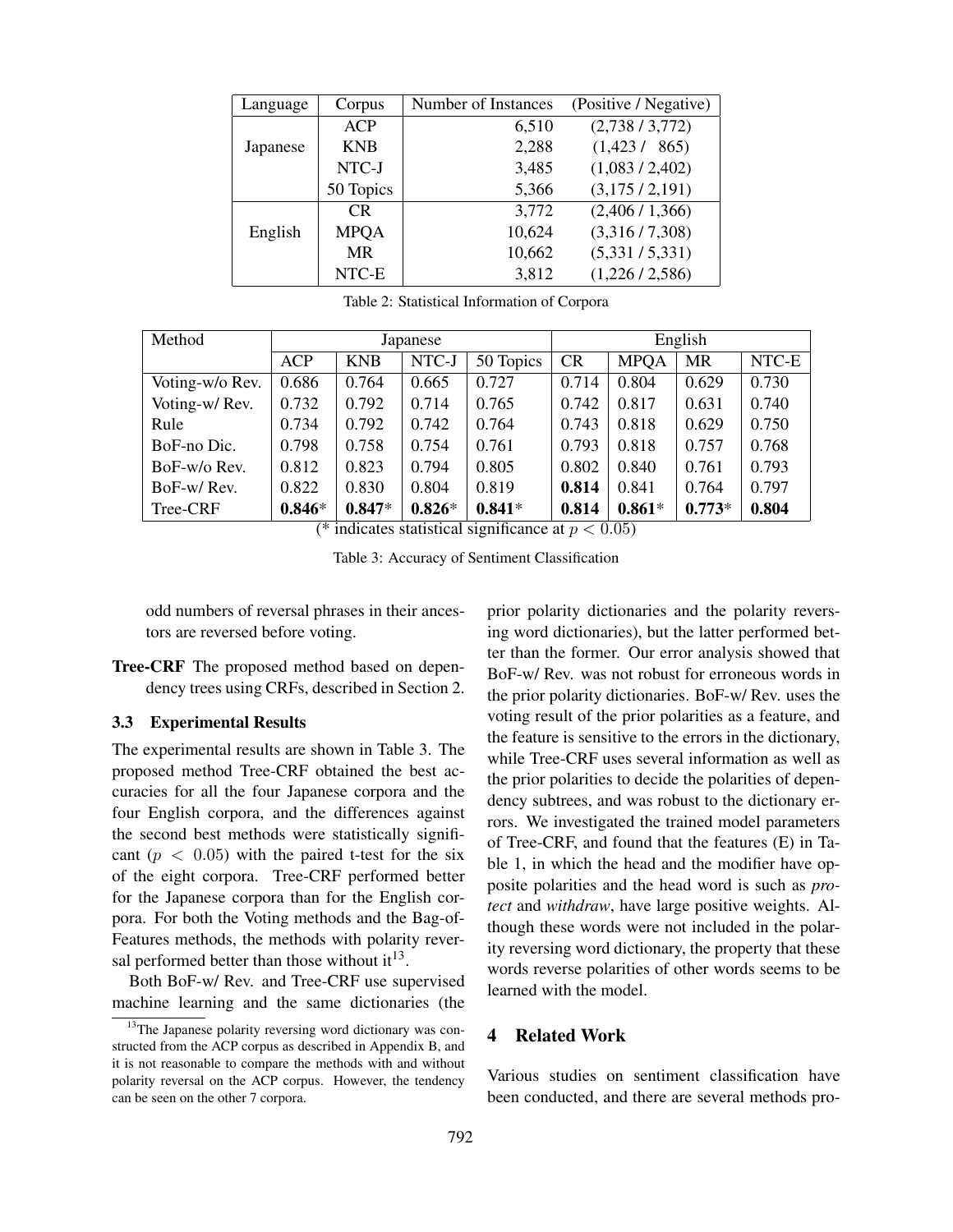| Language | Corpus | Number of Instances | (Positive / Negative) |
|---|---|---|---|
| Japanese | ACP | 6,510 | (2,738 / 3,772) |
| | KNB | 2,288 | (1,423 / 865) |
| | NTC-J | 3,485 | (1,083 / 2,402) |
| | 50 Topics | 5,366 | (3,175 / 2,191) |
| English | CR | 3,772 | (2,406 / 1,366) |
| | MPQA | 10,624 | (3,316 / 7,308) |
| | MR | 10,662 | (5,331 / 5,331) |
| | NTC-E | 3,812 | (1,226 / 2,586) |

Table 2: Statistical Information of Corpora

| Method | Japanese | | | | English | | | |
|---|---|---|---|---|---|---|---|---|
| | ACP | KNB | NTC-J | 50 Topics | CR | MPQA | MR | NTC-E |
| Voting-w/o Rev. | 0.686 | 0.764 | 0.665 | 0.727 | 0.714 | 0.804 | 0.629 | 0.730 |
| Voting-w/ Rev. | 0.732 | 0.792 | 0.714 | 0.765 | 0.742 | 0.817 | 0.631 | 0.740 |
| Rule | 0.734 | 0.792 | 0.742 | 0.764 | 0.743 | 0.818 | 0.629 | 0.750 |
| BoF-no Dic. | 0.798 | 0.758 | 0.754 | 0.761 | 0.793 | 0.818 | 0.757 | 0.768 |
| BoF-w/o Rev. | 0.812 | 0.823 | 0.794 | 0.805 | 0.802 | 0.840 | 0.761 | 0.793 |
| BoF-w/ Rev. | 0.822 | 0.830 | 0.804 | 0.819 | **0.814** | 0.841 | 0.764 | 0.797 |
| Tree-CRF | **0.846**\* | **0.847**\* | **0.826**\* | **0.841**\* | **0.814** | **0.861**\* | **0.773**\* | **0.804** |

(\* indicates statistical significance at $p < 0.05$)

Table 3: Accuracy of Sentiment Classification

odd numbers of reversal phrases in their ancestors are reversed before voting.

**Tree-CRF** The proposed method based on dependency trees using CRFs, described in Section 2.

### 3.3 Experimental Results

The experimental results are shown in Table 3. The proposed method Tree-CRF obtained the best accuracies for all the four Japanese corpora and the four English corpora, and the differences against the second best methods were statistically significant ($p < 0.05$) with the paired t-test for the six of the eight corpora. Tree-CRF performed better for the Japanese corpora than for the English corpora. For both the Voting methods and the Bag-of-Features methods, the methods with polarity reversal performed better than those without it[13].

Both BoF-w/ Rev. and Tree-CRF use supervised machine learning and the same dictionaries (the prior polarity dictionaries and the polarity reversing word dictionaries), but the latter performed better than the former. Our error analysis showed that BoF-w/ Rev. was not robust for erroneous words in the prior polarity dictionaries. BoF-w/ Rev. uses the voting result of the prior polarities as a feature, and the feature is sensitive to the errors in the dictionary, while Tree-CRF uses several information as well as the prior polarities to decide the polarities of dependency subtrees, and was robust to the dictionary errors. We investigated the trained model parameters of Tree-CRF, and found that the features (E) in Table 1, in which the head and the modifier have opposite polarities and the head word is such as *protect* and *withdraw*, have large positive weights. Although these words were not included in the polarity reversing word dictionary, the property that these words reverse polarities of other words seems to be learned with the model.

## 4 Related Work

Various studies on sentiment classification have been conducted, and there are several methods pro-

[13] The Japanese polarity reversing word dictionary was constructed from the ACP corpus as described in Appendix B, and it is not reasonable to compare the methods with and without polarity reversal on the ACP corpus. However, the tendency can be seen on the other 7 corpora.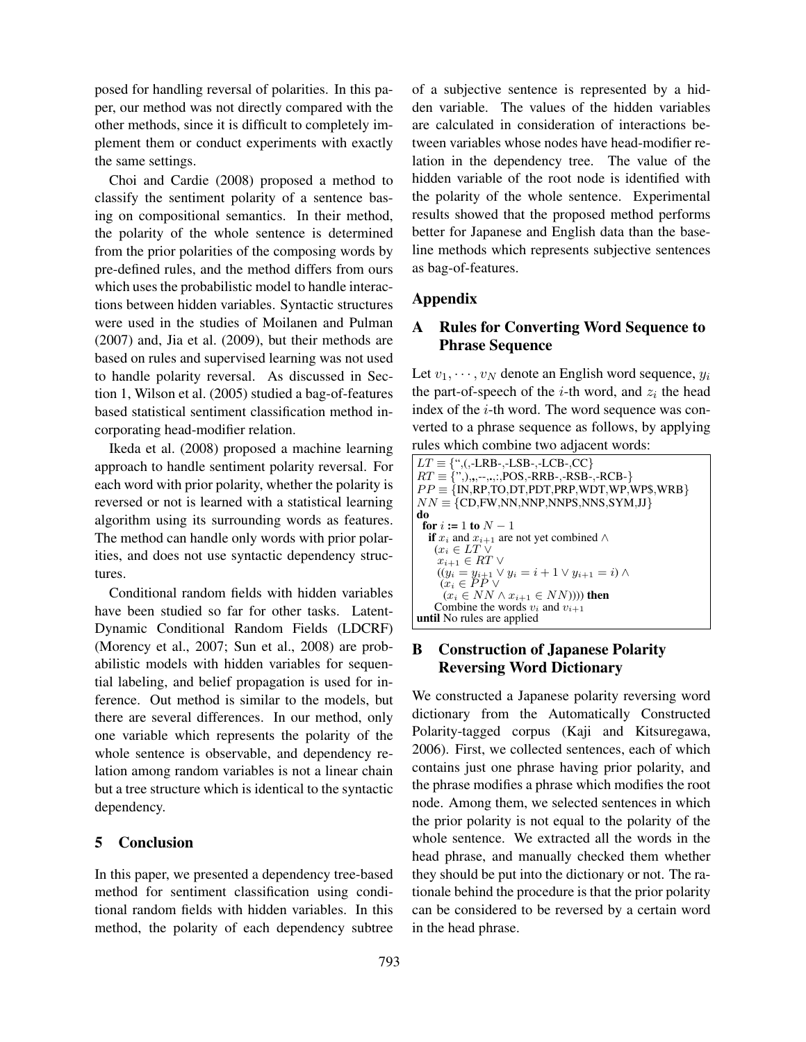posed for handling reversal of polarities. In this paper, our method was not directly compared with the other methods, since it is difficult to completely implement them or conduct experiments with exactly the same settings.

Choi and Cardie (2008) proposed a method to classify the sentiment polarity of a sentence basing on compositional semantics. In their method, the polarity of the whole sentence is determined from the prior polarities of the composing words by pre-defined rules, and the method differs from ours which uses the probabilistic model to handle interactions between hidden variables. Syntactic structures were used in the studies of Moilanen and Pulman (2007) and, Jia et al. (2009), but their methods are based on rules and supervised learning was not used to handle polarity reversal. As discussed in Section 1, Wilson et al. (2005) studied a bag-of-features based statistical sentiment classification method incorporating head-modifier relation.

Ikeda et al. (2008) proposed a machine learning approach to handle sentiment polarity reversal. For each word with prior polarity, whether the polarity is reversed or not is learned with a statistical learning algorithm using its surrounding words as features. The method can handle only words with prior polarities, and does not use syntactic dependency structures.

Conditional random fields with hidden variables have been studied so far for other tasks. Latent-Dynamic Conditional Random Fields (LDCRF) (Morency et al., 2007; Sun et al., 2008) are probabilistic models with hidden variables for sequential labeling, and belief propagation is used for inference. Out method is similar to the models, but there are several differences. In our method, only one variable which represents the polarity of the whole sentence is observable, and dependency relation among random variables is not a linear chain but a tree structure which is identical to the syntactic dependency.

## 5 Conclusion

In this paper, we presented a dependency tree-based method for sentiment classification using conditional random fields with hidden variables. In this method, the polarity of each dependency subtree of a subjective sentence is represented by a hidden variable. The values of the hidden variables are calculated in consideration of interactions between variables whose nodes have head-modifier relation in the dependency tree. The value of the hidden variable of the root node is identified with the polarity of the whole sentence. Experimental results showed that the proposed method performs better for Japanese and English data than the baseline methods which represents subjective sentences as bag-of-features.

## Appendix

## A Rules for Converting Word Sequence to Phrase Sequence

Let $v_1, \cdots, v_N$ denote an English word sequence, $y_i$ the part-of-speech of the $i$-th word, and $z_i$ the head index of the $i$-th word. The word sequence was converted to a phrase sequence as follows, by applying rules which combine two adjacent words:

```
LT ≡ {``,(,-LRB-,-LSB-,-LCB-,CC}
RT ≡ {'',),,,--,.,:,POS,-RRB-,-RSB-,-RCB-}
PP ≡ {IN,RP,TO,DT,PDT,PRP,WDT,WP,WP$,WRB}
NN ≡ {CD,FW,NN,NNP,NNPS,NNS,SYM,JJ}
do
  for i := 1 to N − 1
    if x_i and x_{i+1} are not yet combined ∧
      (x_i ∈ LT ∨
       x_{i+1} ∈ RT ∨
       ((y_i = y_{i+1} ∨ y_i = i + 1 ∨ y_{i+1} = i) ∧
        (x_i ∈ PP ∨
         (x_i ∈ NN ∧ x_{i+1} ∈ NN)))) then
      Combine the words v_i and v_{i+1}
until No rules are applied
```

## B Construction of Japanese Polarity Reversing Word Dictionary

We constructed a Japanese polarity reversing word dictionary from the Automatically Constructed Polarity-tagged corpus (Kaji and Kitsuregawa, 2006). First, we collected sentences, each of which contains just one phrase having prior polarity, and the phrase modifies a phrase which modifies the root node. Among them, we selected sentences in which the prior polarity is not equal to the polarity of the whole sentence. We extracted all the words in the head phrase, and manually checked them whether they should be put into the dictionary or not. The rationale behind the procedure is that the prior polarity can be considered to be reversed by a certain word in the head phrase.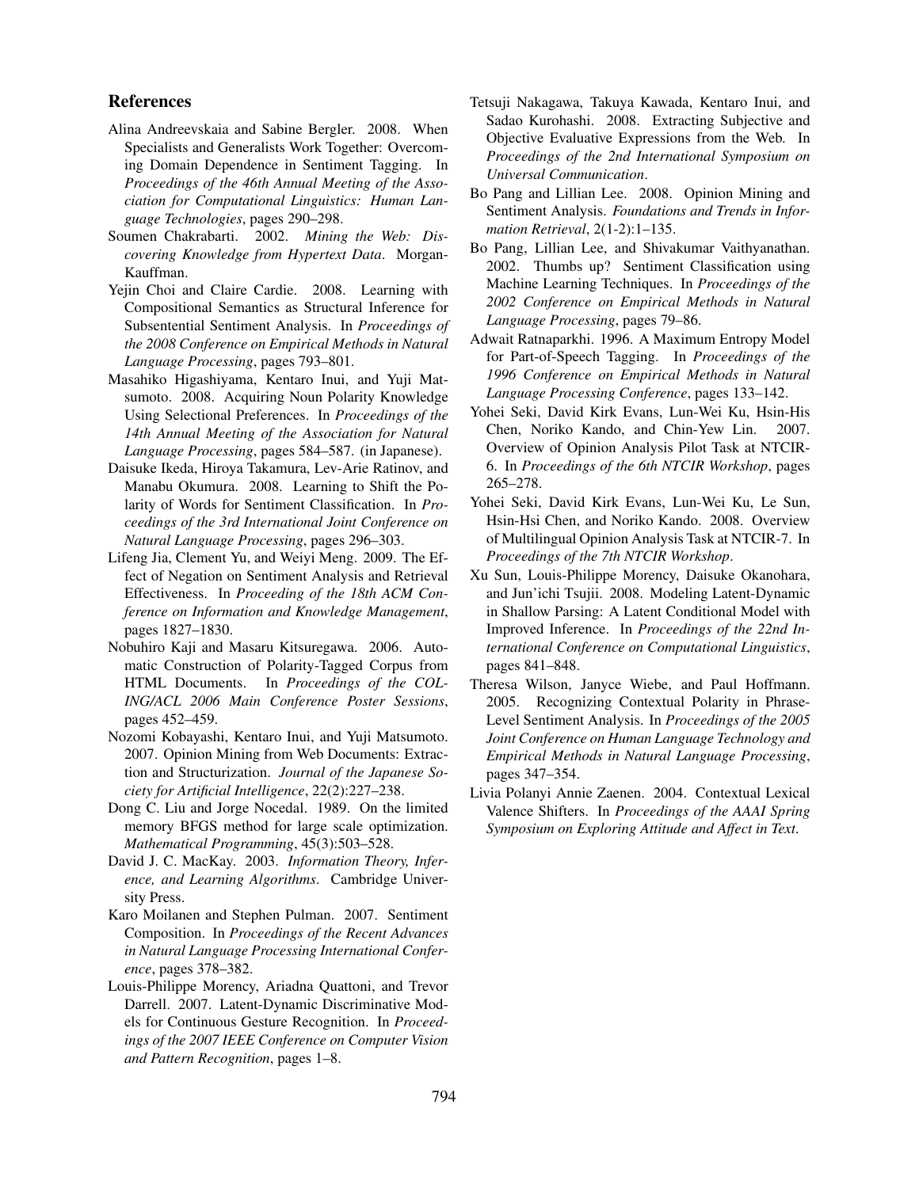## References

Alina Andreevskaia and Sabine Bergler. 2008. When Specialists and Generalists Work Together: Overcoming Domain Dependence in Sentiment Tagging. In *Proceedings of the 46th Annual Meeting of the Association for Computational Linguistics: Human Language Technologies*, pages 290–298.

Soumen Chakrabarti. 2002. *Mining the Web: Discovering Knowledge from Hypertext Data*. Morgan-Kauffman.

Yejin Choi and Claire Cardie. 2008. Learning with Compositional Semantics as Structural Inference for Subsentential Sentiment Analysis. In *Proceedings of the 2008 Conference on Empirical Methods in Natural Language Processing*, pages 793–801.

Masahiko Higashiyama, Kentaro Inui, and Yuji Matsumoto. 2008. Acquiring Noun Polarity Knowledge Using Selectional Preferences. In *Proceedings of the 14th Annual Meeting of the Association for Natural Language Processing*, pages 584–587. (in Japanese).

Daisuke Ikeda, Hiroya Takamura, Lev-Arie Ratinov, and Manabu Okumura. 2008. Learning to Shift the Polarity of Words for Sentiment Classification. In *Proceedings of the 3rd International Joint Conference on Natural Language Processing*, pages 296–303.

Lifeng Jia, Clement Yu, and Weiyi Meng. 2009. The Effect of Negation on Sentiment Analysis and Retrieval Effectiveness. In *Proceeding of the 18th ACM Conference on Information and Knowledge Management*, pages 1827–1830.

Nobuhiro Kaji and Masaru Kitsuregawa. 2006. Automatic Construction of Polarity-Tagged Corpus from HTML Documents. In *Proceedings of the COLING/ACL 2006 Main Conference Poster Sessions*, pages 452–459.

Nozomi Kobayashi, Kentaro Inui, and Yuji Matsumoto. 2007. Opinion Mining from Web Documents: Extraction and Structurization. *Journal of the Japanese Society for Artificial Intelligence*, 22(2):227–238.

Dong C. Liu and Jorge Nocedal. 1989. On the limited memory BFGS method for large scale optimization. *Mathematical Programming*, 45(3):503–528.

David J. C. MacKay. 2003. *Information Theory, Inference, and Learning Algorithms*. Cambridge University Press.

Karo Moilanen and Stephen Pulman. 2007. Sentiment Composition. In *Proceedings of the Recent Advances in Natural Language Processing International Conference*, pages 378–382.

Louis-Philippe Morency, Ariadna Quattoni, and Trevor Darrell. 2007. Latent-Dynamic Discriminative Models for Continuous Gesture Recognition. In *Proceedings of the 2007 IEEE Conference on Computer Vision and Pattern Recognition*, pages 1–8.

Tetsuji Nakagawa, Takuya Kawada, Kentaro Inui, and Sadao Kurohashi. 2008. Extracting Subjective and Objective Evaluative Expressions from the Web. In *Proceedings of the 2nd International Symposium on Universal Communication*.

Bo Pang and Lillian Lee. 2008. Opinion Mining and Sentiment Analysis. *Foundations and Trends in Information Retrieval*, 2(1-2):1–135.

Bo Pang, Lillian Lee, and Shivakumar Vaithyanathan. 2002. Thumbs up? Sentiment Classification using Machine Learning Techniques. In *Proceedings of the 2002 Conference on Empirical Methods in Natural Language Processing*, pages 79–86.

Adwait Ratnaparkhi. 1996. A Maximum Entropy Model for Part-of-Speech Tagging. In *Proceedings of the 1996 Conference on Empirical Methods in Natural Language Processing Conference*, pages 133–142.

Yohei Seki, David Kirk Evans, Lun-Wei Ku, Hsin-His Chen, Noriko Kando, and Chin-Yew Lin. 2007. Overview of Opinion Analysis Pilot Task at NTCIR-6. In *Proceedings of the 6th NTCIR Workshop*, pages 265–278.

Yohei Seki, David Kirk Evans, Lun-Wei Ku, Le Sun, Hsin-Hsi Chen, and Noriko Kando. 2008. Overview of Multilingual Opinion Analysis Task at NTCIR-7. In *Proceedings of the 7th NTCIR Workshop*.

Xu Sun, Louis-Philippe Morency, Daisuke Okanohara, and Jun'ichi Tsujii. 2008. Modeling Latent-Dynamic in Shallow Parsing: A Latent Conditional Model with Improved Inference. In *Proceedings of the 22nd International Conference on Computational Linguistics*, pages 841–848.

Theresa Wilson, Janyce Wiebe, and Paul Hoffmann. 2005. Recognizing Contextual Polarity in Phrase-Level Sentiment Analysis. In *Proceedings of the 2005 Joint Conference on Human Language Technology and Empirical Methods in Natural Language Processing*, pages 347–354.

Livia Polanyi Annie Zaenen. 2004. Contextual Lexical Valence Shifters. In *Proceedings of the AAAI Spring Symposium on Exploring Attitude and Affect in Text*.